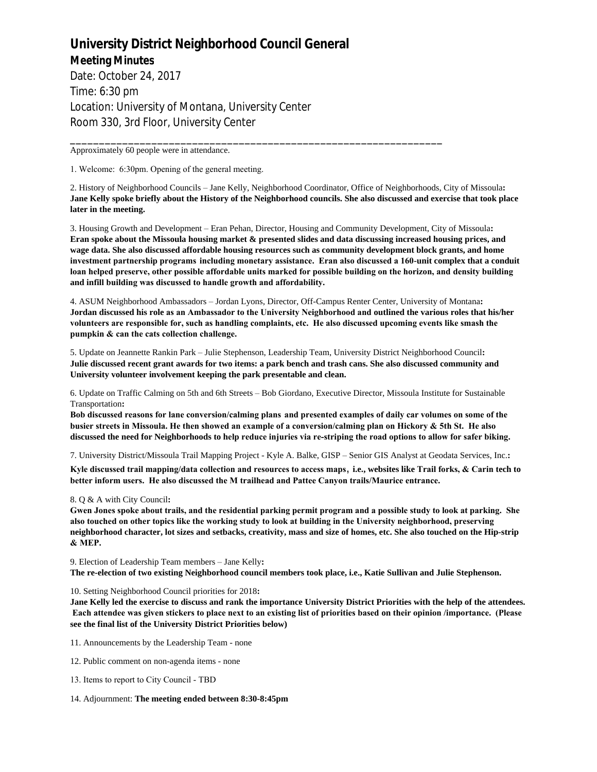# University District Neighborhood Council General

## Meeting Minutes

Date: October 24, 2017

Time: 6:30 pm

Location: University of Montana, University Center

Room 330, 3rd Floor, University Center

---

Approximately 60 people were in attendance.

1. Welcome: 6:30pm. Opening of the general meeting.

2. History of Neighborhood Councils – Jane Kelly, Neighborhood Coordinator, Office of Neighborhoods, City of Missoula**:** **Jane Kelly spoke briefly about the History of the Neighborhood councils. She also discussed and exercise that took place later in the meeting.**

3. Housing Growth and Development – Eran Pehan, Director, Housing and Community Development, City of Missoula**:** **Eran spoke about the Missoula housing market & presented slides and data discussing increased housing prices, and wage data. She also discussed affordable housing resources such as community development block grants, and home investment partnership programs including monetary assistance. Eran also discussed a 160-unit complex that a conduit loan helped preserve, other possible affordable units marked for possible building on the horizon, and density building and infill building was discussed to handle growth and affordability.**

4. ASUM Neighborhood Ambassadors – Jordan Lyons, Director, Off-Campus Renter Center, University of Montana**:** **Jordan discussed his role as an Ambassador to the University Neighborhood and outlined the various roles that his/her volunteers are responsible for, such as handling complaints, etc. He also discussed upcoming events like smash the pumpkin & can the cats collection challenge.**

5. Update on Jeannette Rankin Park – Julie Stephenson, Leadership Team, University District Neighborhood Council**:** **Julie discussed recent grant awards for two items: a park bench and trash cans. She also discussed community and University volunteer involvement keeping the park presentable and clean.**

6. Update on Traffic Calming on 5th and 6th Streets – Bob Giordano, Executive Director, Missoula Institute for Sustainable Transportation**:**
**Bob discussed reasons for lane conversion/calming plans and presented examples of daily car volumes on some of the busier streets in Missoula. He then showed an example of a conversion/calming plan on Hickory & 5th St. He also discussed the need for Neighborhoods to help reduce injuries via re-striping the road options to allow for safer biking.**

7. University District/Missoula Trail Mapping Project - Kyle A. Balke, GISP – Senior GIS Analyst at Geodata Services, Inc.**:**
**Kyle discussed trail mapping/data collection and resources to access maps, i.e., websites like Trail forks, & Carin tech to better inform users. He also discussed the M trailhead and Pattee Canyon trails/Maurice entrance.**

8. Q & A with City Council**:**
**Gwen Jones spoke about trails, and the residential parking permit program and a possible study to look at parking. She also touched on other topics like the working study to look at building in the University neighborhood, preserving neighborhood character, lot sizes and setbacks, creativity, mass and size of homes, etc. She also touched on the Hip-strip & MEP.**

9. Election of Leadership Team members – Jane Kelly**:**
**The re-election of two existing Neighborhood council members took place, i.e., Katie Sullivan and Julie Stephenson.**

10. Setting Neighborhood Council priorities for 2018**:**
**Jane Kelly led the exercise to discuss and rank the importance University District Priorities with the help of the attendees. Each attendee was given stickers to place next to an existing list of priorities based on their opinion /importance. (Please see the final list of the University District Priorities below)**

11. Announcements by the Leadership Team - none

12. Public comment on non-agenda items - none

13. Items to report to City Council - TBD

14. Adjournment: **The meeting ended between 8:30-8:45pm**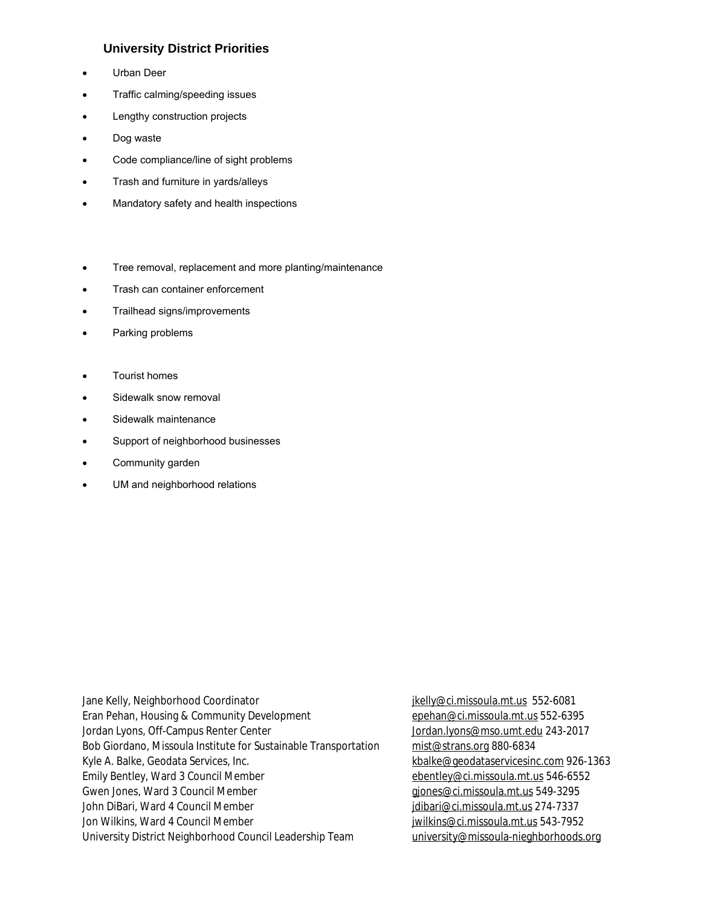### University District Priorities

- Urban Deer
- Traffic calming/speeding issues
- Lengthy construction projects
- Dog waste
- Code compliance/line of sight problems
- Trash and furniture in yards/alleys
- Mandatory safety and health inspections

- Tree removal, replacement and more planting/maintenance
- Trash can container enforcement
- Trailhead signs/improvements
- Parking problems

- Tourist homes
- Sidewalk snow removal
- Sidewalk maintenance
- Support of neighborhood businesses
- Community garden
- UM and neighborhood relations

| | |
|---|---|
| Jane Kelly, Neighborhood Coordinator | jkelly@ci.missoula.mt.us 552-6081 |
| Eran Pehan, Housing & Community Development | epehan@ci.missoula.mt.us 552-6395 |
| Jordan Lyons, Off-Campus Renter Center | Jordan.lyons@mso.umt.edu 243-2017 |
| Bob Giordano, Missoula Institute for Sustainable Transportation | mist@strans.org 880-6834 |
| Kyle A. Balke, Geodata Services, Inc. | kbalke@geodataservicesinc.com 926-1363 |
| Emily Bentley, Ward 3 Council Member | ebentley@ci.missoula.mt.us 546-6552 |
| Gwen Jones, Ward 3 Council Member | gjones@ci.missoula.mt.us 549-3295 |
| John DiBari, Ward 4 Council Member | jdibari@ci.missoula.mt.us 274-7337 |
| Jon Wilkins, Ward 4 Council Member | jwilkins@ci.missoula.mt.us 543-7952 |
| University District Neighborhood Council Leadership Team | university@missoula-nieghborhoods.org |